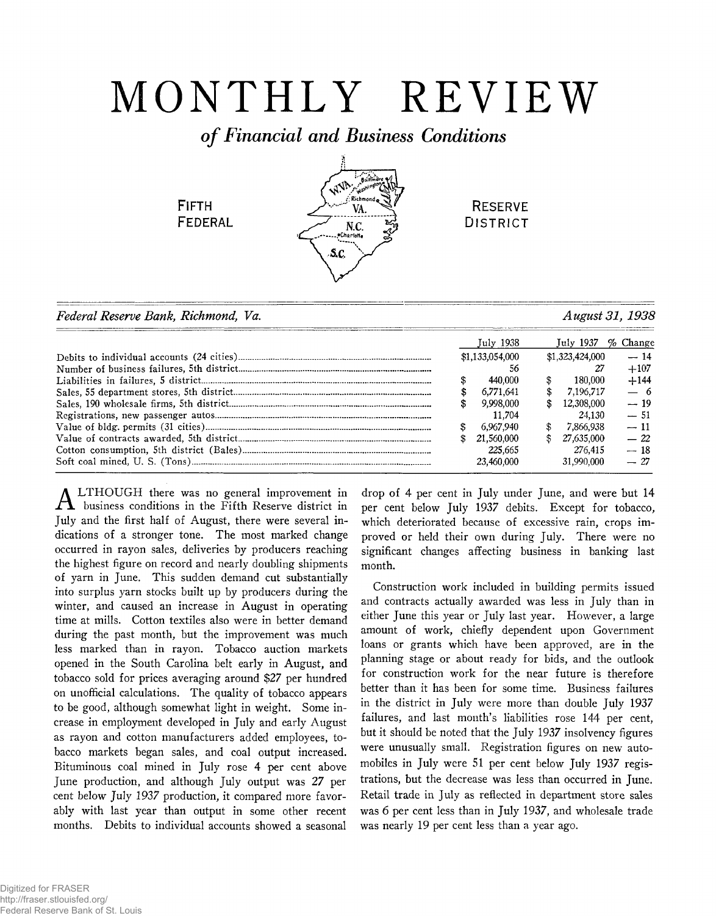# MONTHLY REVIEW

## *of Financial and Business Conditions*

FIFTH FEDERAL RESERVE DISTRICT

*Federal Reserve Bank, Richmond, Va.* *August 31, 1938*

| | July 1938 | July 1937 | % Change |
|---|---|---|---|
| Debits to individual accounts (24 cities) | $1,133,054,000 | $1,323,424,000 | — 14 |
| Number of business failures, 5th district | 56 | 27 | +107 |
| Liabilities in failures, 5 district | $ 440,000 | $ 180,000 | +144 |
| Sales, 55 department stores, 5th district | $ 6,771,641 | $ 7,196,717 | — 6 |
| Sales, 190 wholesale firms, 5th district | $ 9,998,000 | $ 12,308,000 | — 19 |
| Registrations, new passenger autos | 11,704 | 24,130 | — 51 |
| Value of bldg. permits (31 cities) | $ 6,967,940 | $ 7,866,938 | — 11 |
| Value of contracts awarded, 5th district | $ 21,560,000 | $ 27,635,000 | — 22 |
| Cotton consumption, 5th district (Bales) | 225,665 | 276,415 | — 18 |
| Soft coal mined, U. S. (Tons) | 23,460,000 | 31,990,000 | — 27 |

ALTHOUGH there was no general improvement in business conditions in the Fifth Reserve district in July and the first half of August, there were several indications of a stronger tone. The most marked change occurred in rayon sales, deliveries by producers reaching the highest figure on record and nearly doubling shipments of yarn in June. This sudden demand cut substantially into surplus yarn stocks built up by producers during the winter, and caused an increase in August in operating time at mills. Cotton textiles also were in better demand during the past month, but the improvement was much less marked than in rayon. Tobacco auction markets opened in the South Carolina belt early in August, and tobacco sold for prices averaging around $27 per hundred on unofficial calculations. The quality of tobacco appears to be good, although somewhat light in weight. Some increase in employment developed in July and early August as rayon and cotton manufacturers added employees, tobacco markets began sales, and coal output increased. Bituminous coal mined in July rose 4 per cent above June production, and although July output was 27 per cent below July 1937 production, it compared more favorably with last year than output in some other recent months. Debits to individual accounts showed a seasonal drop of 4 per cent in July under June, and were but 14 per cent below July 1937 debits. Except for tobacco, which deteriorated because of excessive rain, crops improved or held their own during July. There were no significant changes affecting business in banking last month.

Construction work included in building permits issued and contracts actually awarded was less in July than in either June this year or July last year. However, a large amount of work, chiefly dependent upon Government loans or grants which have been approved, are in the planning stage or about ready for bids, and the outlook for construction work for the near future is therefore better than it has been for some time. Business failures in the district in July were more than double July 1937 failures, and last month's liabilities rose 144 per cent, but it should be noted that the July 1937 insolvency figures were unusually small. Registration figures on new automobiles in July were 51 per cent below July 1937 registrations, but the decrease was less than occurred in June. Retail trade in July as reflected in department store sales was 6 per cent less than in July 1937, and wholesale trade was nearly 19 per cent less than a year ago.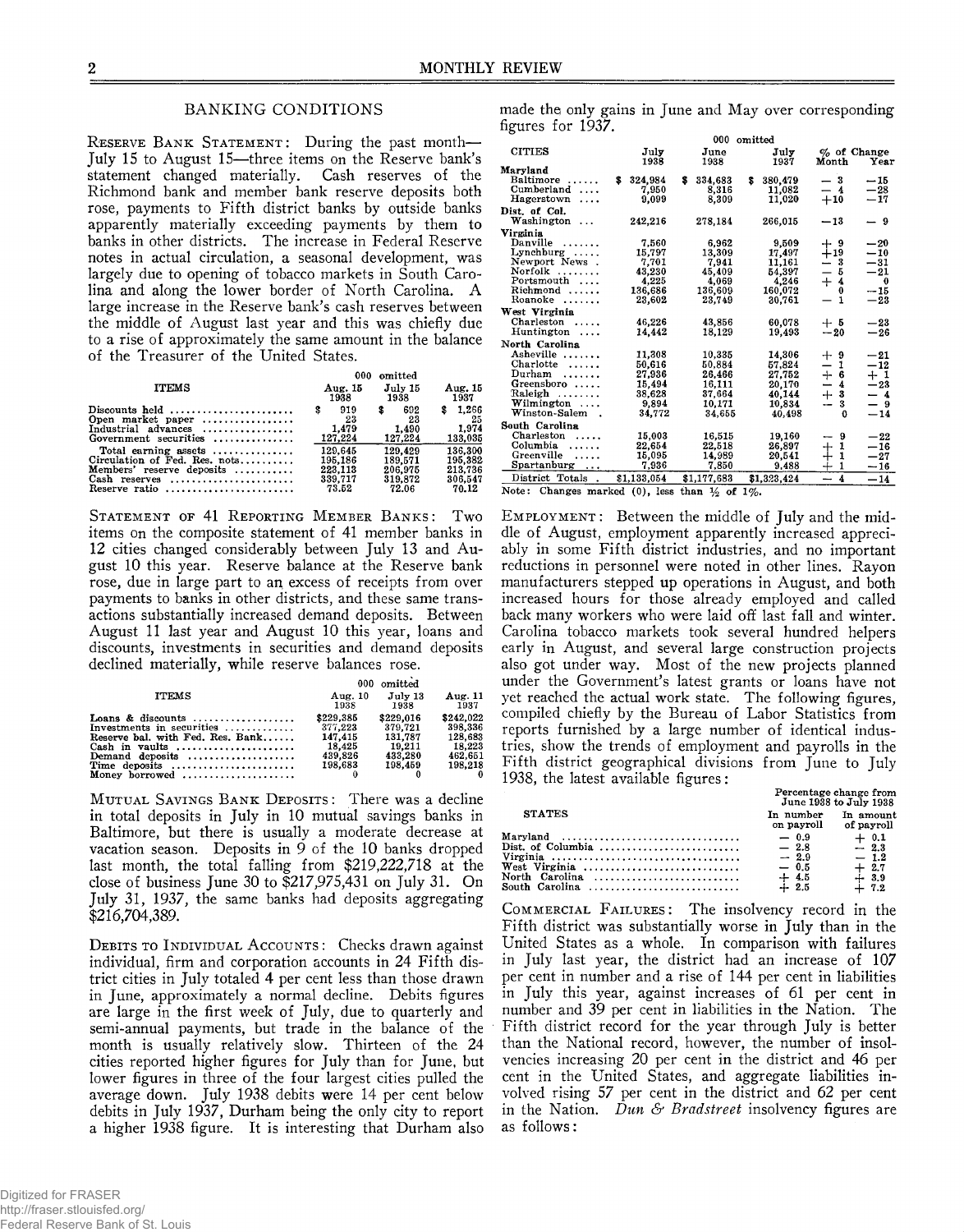## BANKING CONDITIONS

RESERVE BANK STATEMENT: During the past month—July 15 to August 15—three items on the Reserve bank's statement changed materially. Cash reserves of the Richmond bank and member bank reserve deposits both rose, payments to Fifth district banks by outside banks apparently materially exceeding payments by them to banks in other districts. The increase in Federal Reserve notes in actual circulation, a seasonal development, was largely due to opening of tobacco markets in South Carolina and along the lower border of North Carolina. A large increase in the Reserve bank's cash reserves between the middle of August last year and this was chiefly due to a rise of approximately the same amount in the balance of the Treasurer of the United States.

| ITEMS | 000 omitted | | |
|---|---|---|---|
| | Aug. 15 1938 | July 15 1938 | Aug. 15 1937 |
| Discounts held | $ 919 | $ 692 | $ 1,266 |
| Open market paper | 23 | 23 | 25 |
| Industrial advances | 1,479 | 1,490 | 1,974 |
| Government securities | 127,224 | 127,224 | 133,035 |
| Total earning assets | 129,645 | 129,429 | 136,300 |
| Circulation of Fed. Res. notes | 195,186 | 189,571 | 195,382 |
| Members' reserve deposits | 223,113 | 206,975 | 213,736 |
| Cash reserves | 339,717 | 319,872 | 306,547 |
| Reserve ratio | 73.52 | 72.06 | 70.12 |

STATEMENT OF 41 REPORTING MEMBER BANKS: Two items on the composite statement of 41 member banks in 12 cities changed considerably between July 13 and August 10 this year. Reserve balance at the Reserve bank rose, due in large part to an excess of receipts from over payments to banks in other districts, and these same transactions substantially increased demand deposits. Between August 11 last year and August 10 this year, loans and discounts, investments in securities and demand deposits declined materially, while reserve balances rose.

| ITEMS | 000 omitted | | |
|---|---|---|---|
| | Aug. 10 1938 | July 13 1938 | Aug. 11 1937 |
| Loans & discounts | $229,385 | $229,016 | $242,022 |
| Investments in securities | 377,223 | 379,721 | 398,336 |
| Reserve bal. with Fed. Res. Bank | 147,415 | 131,787 | 128,683 |
| Cash in vaults | 18,425 | 19,211 | 18,223 |
| Demand deposits | 439,826 | 433,280 | 462,651 |
| Time deposits | 198,683 | 198,459 | 198,218 |
| Money borrowed | 0 | 0 | 0 |

MUTUAL SAVINGS BANK DEPOSITS: There was a decline in total deposits in July in 10 mutual savings banks in Baltimore, but there is usually a moderate decrease at vacation season. Deposits in 9 of the 10 banks dropped last month, the total falling from $219,222,718 at the close of business June 30 to $217,975,431 on July 31. On July 31, 1937, the same banks had deposits aggregating $216,704,389.

DEBITS TO INDIVIDUAL ACCOUNTS: Checks drawn against individual, firm and corporation accounts in 24 Fifth district cities in July totaled 4 per cent less than those drawn in June, approximately a normal decline. Debits figures are large in the first week of July, due to quarterly and semi-annual payments, but trade in the balance of the month is usually relatively slow. Thirteen of the 24 cities reported higher figures for July than for June, but lower figures in three of the four largest cities pulled the average down. July 1938 debits were 14 per cent below debits in July 1937, Durham being the only city to report a higher 1938 figure. It is interesting that Durham also made the only gains in June and May over corresponding figures for 1937.

| CITIES | 000 omitted | | | | |
|---|---|---|---|---|---|
| | July 1938 | June 1938 | July 1937 | % of Change Month | % of Change Year |
| **Maryland** | | | | | |
| Baltimore | $ 324,984 | $ 334,683 | $ 380,479 | − 3 | −15 |
| Cumberland | 7,950 | 8,316 | 11,082 | − 4 | −28 |
| Hagerstown | 9,099 | 8,309 | 11,020 | +10 | −17 |
| **Dist. of Col.** | | | | | |
| Washington | 242,216 | 278,184 | 266,015 | −13 | − 9 |
| **Virginia** | | | | | |
| Danville | 7,560 | 6,962 | 9,509 | + 9 | −20 |
| Lynchburg | 15,797 | 13,309 | 17,497 | +19 | −10 |
| Newport News | 7,701 | 7,941 | 11,161 | − 3 | −31 |
| Norfolk | 43,230 | 45,409 | 54,397 | − 5 | −21 |
| Portsmouth | 4,225 | 4,059 | 4,246 | + 4 | 0 |
| Richmond | 136,686 | 136,609 | 160,072 | 0 | −15 |
| Roanoke | 23,602 | 23,749 | 30,761 | − 1 | −23 |
| **West Virginia** | | | | | |
| Charleston | 46,226 | 43,856 | 60,078 | + 5 | −23 |
| Huntington | 14,442 | 18,129 | 19,493 | −20 | −26 |
| **North Carolina** | | | | | |
| Asheville | 11,308 | 10,335 | 14,306 | + 9 | −21 |
| Charlotte | 50,616 | 50,884 | 57,824 | − 1 | −12 |
| Durham | 27,936 | 26,466 | 27,752 | + 6 | + 1 |
| Greensboro | 15,494 | 16,111 | 20,170 | − 4 | −23 |
| Raleigh | 38,628 | 37,664 | 40,144 | + 3 | − 4 |
| Wilmington | 9,894 | 10,171 | 10,834 | − 3 | − 9 |
| Winston-Salem | 34,772 | 34,655 | 40,498 | 0 | −14 |
| **South Carolina** | | | | | |
| Charleston | 15,003 | 16,515 | 19,160 | − 9 | −22 |
| Columbia | 22,654 | 22,518 | 26,897 | + 1 | −16 |
| Greenville | 15,095 | 14,989 | 20,541 | + 1 | −27 |
| Spartanburg | 7,936 | 7,850 | 9,488 | + 1 | −16 |
| District Totals | $1,133,054 | $1,177,683 | $1,323,424 | − 4 | −14 |

Note: Changes marked (0), less than ½ of 1%.

EMPLOYMENT: Between the middle of July and the middle of August, employment apparently increased appreciably in some Fifth district industries, and no important reductions in personnel were noted in other lines. Rayon manufacturers stepped up operations in August, and both increased hours for those already employed and called back many workers who were laid off last fall and winter. Carolina tobacco markets took several hundred helpers early in August, and several large construction projects also got under way. Most of the new projects planned under the Government's latest grants or loans have not yet reached the actual work state. The following figures, compiled chiefly by the Bureau of Labor Statistics from reports furnished by a large number of identical industries, show the trends of employment and payrolls in the Fifth district geographical divisions from June to July 1938, the latest available figures:

| STATES | Percentage change from June 1938 to July 1938 | |
|---|---|---|
| | In number on payroll | In amount of payroll |
| Maryland | − 0.9 | + 0.1 |
| Dist. of Columbia | − 2.8 | − 2.3 |
| Virginia | − 2.9 | − 1.2 |
| West Virginia | − 0.5 | + 2.7 |
| North Carolina | + 4.5 | + 3.9 |
| South Carolina | + 2.5 | + 7.2 |

COMMERCIAL FAILURES: The insolvency record in the Fifth district was substantially worse in July than in the United States as a whole. In comparison with failures in July last year, the district had an increase of 107 per cent in number and a rise of 144 per cent in liabilities in July this year, against increases of 61 per cent in number and 39 per cent in liabilities in the Nation. The Fifth district record for the year through July is better than the National record, however, the number of insolvencies increasing 20 per cent in the district and 46 per cent in the United States, and aggregate liabilities involved rising 57 per cent in the district and 62 per cent in the Nation. *Dun & Bradstreet* insolvency figures are as follows: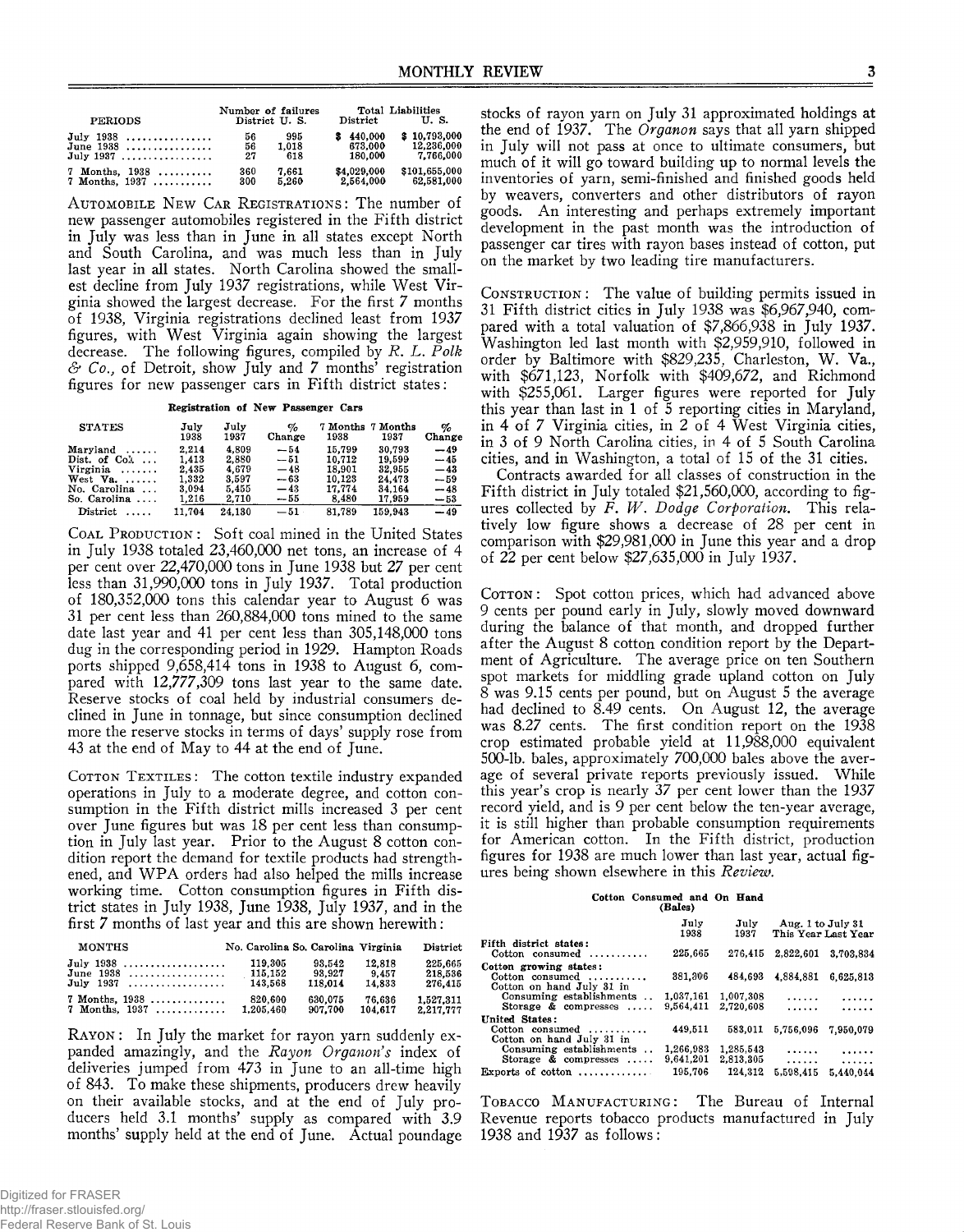| PERIODS | Number of failures District | U. S. | Total Liabilities District | U. S. |
|---|---|---|---|---|
| July 1938 | 56 | 995 | $ 440,000 | $ 10,793,000 |
| June 1938 | 56 | 1,018 | 673,000 | 12,236,000 |
| July 1937 | 27 | 618 | 180,000 | 7,766,000 |
| 7 Months, 1938 | 360 | 7,661 | $4,029,000 | $101,655,000 |
| 7 Months, 1937 | 300 | 5,260 | 2,564,000 | 62,581,000 |

AUTOMOBILE NEW CAR REGISTRATIONS: The number of new passenger automobiles registered in the Fifth district in July was less than in June in all states except North and South Carolina, and was much less than in July last year in all states. North Carolina showed the smallest decline from July 1937 registrations, while West Virginia showed the largest decrease. For the first 7 months of 1938, Virginia registrations declined least from 1937 figures, with West Virginia again showing the largest decrease. The following figures, compiled by *R. L. Polk & Co.*, of Detroit, show July and 7 months' registration figures for new passenger cars in Fifth district states:

**Registration of New Passenger Cars**

| STATES | July 1938 | July 1937 | % Change | 7 Months 1938 | 7 Months 1937 | % Change |
|---|---|---|---|---|---|---|
| Maryland | 2,214 | 4,809 | —54 | 15,799 | 30,793 | —49 |
| Dist. of Col. | 1,413 | 2,880 | —51 | 10,712 | 19,599 | —45 |
| Virginia | 2,435 | 4,679 | —48 | 18,901 | 32,955 | —43 |
| West Va. | 1,332 | 3,597 | —63 | 10,123 | 24,473 | —59 |
| No. Carolina | 3,094 | 5,455 | —43 | 17,774 | 34,164 | —48 |
| So. Carolina | 1,216 | 2,710 | —55 | 8,480 | 17,959 | —53 |
| District | 11,704 | 24,130 | —51 | 81,789 | 159,943 | —49 |

COAL PRODUCTION: Soft coal mined in the United States in July 1938 totaled 23,460,000 net tons, an increase of 4 per cent over 22,470,000 tons in June 1938 but 27 per cent less than 31,990,000 tons in July 1937. Total production of 180,352,000 tons this calendar year to August 6 was 31 per cent less than 260,884,000 tons mined to the same date last year and 41 per cent less than 305,148,000 tons dug in the corresponding period in 1929. Hampton Roads ports shipped 9,658,414 tons in 1938 to August 6, compared with 12,777,309 tons last year to the same date. Reserve stocks of coal held by industrial consumers declined in June in tonnage, but since consumption declined more the reserve stocks in terms of days' supply rose from 43 at the end of May to 44 at the end of June.

COTTON TEXTILES: The cotton textile industry expanded operations in July to a moderate degree, and cotton consumption in the Fifth district mills increased 3 per cent over June figures but was 18 per cent less than consumption in July last year. Prior to the August 8 cotton condition report the demand for textile products had strengthened, and WPA orders had also helped the mills increase working time. Cotton consumption figures in Fifth district states in July 1938, June 1938, July 1937, and in the first 7 months of last year and this are shown herewith:

| MONTHS | No. Carolina | So. Carolina | Virginia | District |
|---|---|---|---|---|
| July 1938 | 119,305 | 93,542 | 12,818 | 225,665 |
| June 1938 | 115,152 | 93,927 | 9,457 | 218,536 |
| July 1937 | 143,568 | 118,014 | 14,833 | 276,415 |
| 7 Months, 1938 | 820,600 | 630,075 | 76,636 | 1,527,311 |
| 7 Months, 1937 | 1,205,460 | 907,700 | 104,617 | 2,217,777 |

RAYON: In July the market for rayon yarn suddenly expanded amazingly, and the *Rayon Organon's* index of deliveries jumped from 473 in June to an all-time high of 843. To make these shipments, producers drew heavily on their available stocks, and at the end of July producers held 3.1 months' supply as compared with 3.9 months' supply held at the end of June. Actual poundage stocks of rayon yarn on July 31 approximated holdings at the end of 1937. The *Organon* says that all yarn shipped in July will not pass at once to ultimate consumers, but much of it will go toward building up to normal levels the inventories of yarn, semi-finished and finished goods held by weavers, converters and other distributors of rayon goods. An interesting and perhaps extremely important development in the past month was the introduction of passenger car tires with rayon bases instead of cotton, put on the market by two leading tire manufacturers.

CONSTRUCTION: The value of building permits issued in 31 Fifth district cities in July 1938 was $6,967,940, compared with a total valuation of $7,866,938 in July 1937. Washington led last month with $2,959,910, followed in order by Baltimore with $829,235, Charleston, W. Va., with $671,123, Norfolk with $409,672, and Richmond with $255,061. Larger figures were reported for July this year than last in 1 of 5 reporting cities in Maryland, in 4 of 7 Virginia cities, in 2 of 4 West Virginia cities, in 3 of 9 North Carolina cities, in 4 of 5 South Carolina cities, and in Washington, a total of 15 of the 31 cities.

Contracts awarded for all classes of construction in the Fifth district in July totaled $21,560,000, according to figures collected by *F. W. Dodge Corporation*. This relatively low figure shows a decrease of 28 per cent in comparison with $29,981,000 in June this year and a drop of 22 per cent below $27,635,000 in July 1937.

COTTON: Spot cotton prices, which had advanced above 9 cents per pound early in July, slowly moved downward during the balance of that month, and dropped further after the August 8 cotton condition report by the Department of Agriculture. The average price on ten Southern spot markets for middling grade upland cotton on July 8 was 9.15 cents per pound, but on August 5 the average had declined to 8.49 cents. On August 12, the average was 8.27 cents. The first condition report on the 1938 crop estimated probable yield at 11,988,000 equivalent 500-lb. bales, approximately 700,000 bales above the average of several private reports previously issued. While this year's crop is nearly 37 per cent lower than the 1937 record yield, and is 9 per cent below the ten-year average, it is still higher than probable consumption requirements for American cotton. In the Fifth district, production figures for 1938 are much lower than last year, actual figures being shown elsewhere in this *Review*.

**Cotton Consumed and On Hand (Bales)**

| | July 1938 | July 1937 | Aug. 1 to July 31 This Year | Last Year |
|---|---|---|---|---|
| **Fifth district states:** | | | | |
| Cotton consumed | 225,665 | 276,415 | 2,822,601 | 3,703,834 |
| **Cotton growing states:** | | | | |
| Cotton consumed | 381,306 | 484,693 | 4,884,881 | 6,625,813 |
| Cotton on hand July 31 in | | | | |
| Consuming establishments | 1,037,161 | 1,007,308 | ...... | ...... |
| Storage & compresses | 9,564,411 | 2,720,608 | ...... | ...... |
| **United States:** | | | | |
| Cotton consumed | 449,511 | 583,011 | 5,756,096 | 7,950,079 |
| Cotton on hand July 31 in | | | | |
| Consuming establishments | 1,266,983 | 1,285,543 | ...... | ...... |
| Storage & compresses | 9,641,201 | 2,813,305 | ...... | ...... |
| Exports of cotton | 195,706 | 124,312 | 5,598,415 | 5,440,044 |

TOBACCO MANUFACTURING: The Bureau of Internal Revenue reports tobacco products manufactured in July 1938 and 1937 as follows: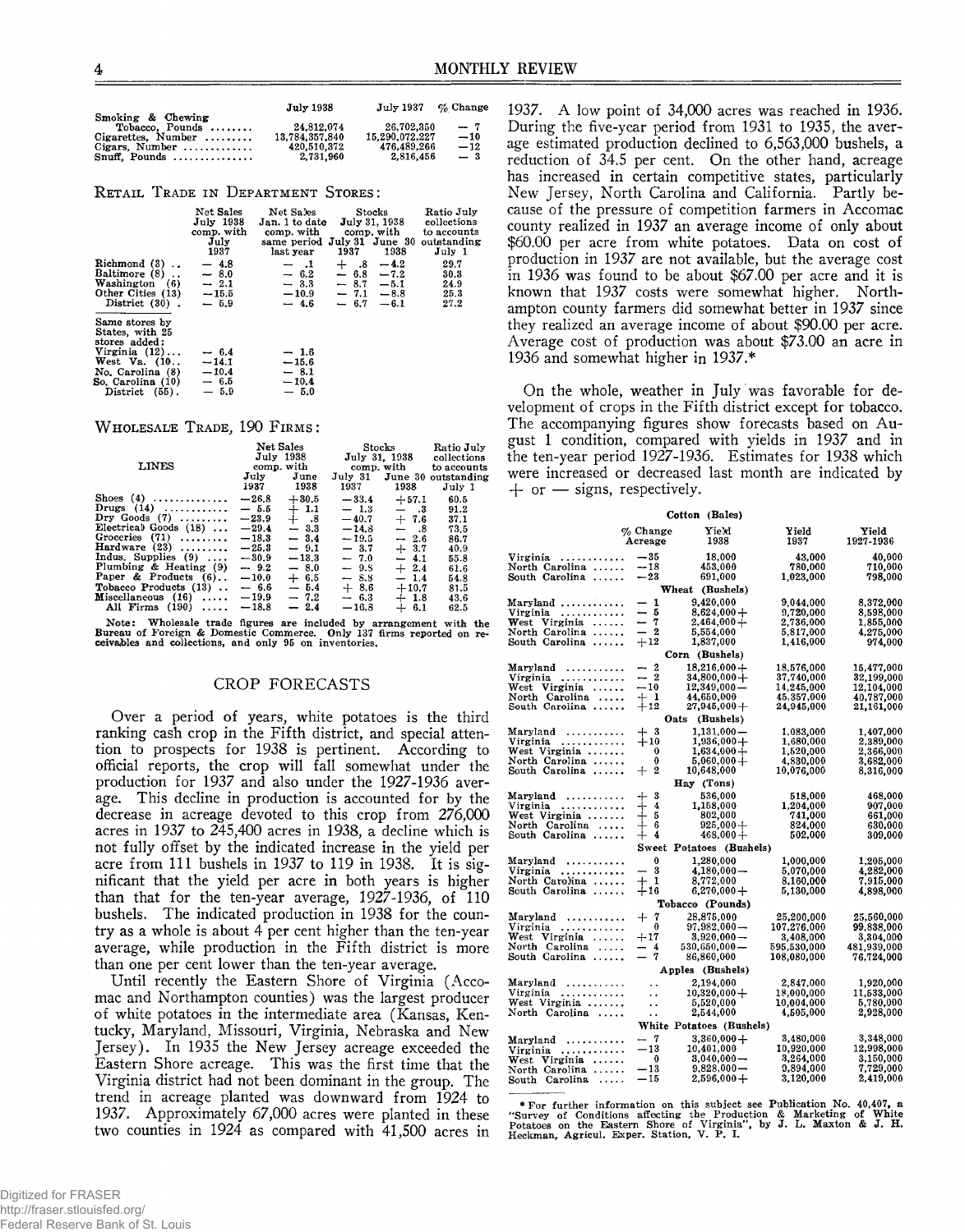| | July 1938 | July 1937 | % Change |
|---|---|---|---|
| Smoking & Chewing Tobacco, Pounds | 24,812,074 | 26,702,350 | — 7 |
| Cigarettes, Number | 13,784,357,840 | 15,290,072,227 | —10 |
| Cigars, Number | 420,510,372 | 476,489,266 | —12 |
| Snuff, Pounds | 2,731,960 | 2,816,456 | — 3 |

RETAIL TRADE IN DEPARTMENT STORES:

| | Net Sales July 1938 comp. with July 1937 | Net Sales Jan. 1 to date comp. with same period last year | Stocks July 31, 1938 comp. with July 31 1937 | Stocks July 31, 1938 comp. with June 30 1938 | Ratio July collections to accounts outstanding July 1 |
|---|---|---|---|---|---|
| Richmond (3) | — 4.8 | — .1 | + .8 | —4.2 | 29.7 |
| Baltimore (8) | — 8.0 | — 6.2 | — 6.8 | —7.2 | 30.3 |
| Washington (6) | — 2.1 | — 3.3 | — 8.7 | —5.1 | 24.9 |
| Other Cities (13) | —15.5 | —10.9 | — 7.1 | —8.8 | 25.3 |
| District (30) | — 5.9 | — 4.6 | — 6.7 | —6.1 | 27.2 |
| Same stores by States, with 25 stores added: | | | | | |
| Virginia (12) | — 6.4 | — 1.6 | | | |
| West Va. (10) | —14.1 | —15.6 | | | |
| No. Carolina (8) | —10.4 | — 8.1 | | | |
| So. Carolina (10) | — 6.5 | —10.4 | | | |
| District (55) | — 5.9 | — 5.0 | | | |

WHOLESALE TRADE, 190 FIRMS:

| LINES | Net Sales July 1938 comp. with July 1937 | Net Sales July 1938 comp. with June 1938 | Stocks July 31, 1938 comp. with July 31 1937 | Stocks July 31, 1938 comp. with June 30 1938 | Ratio July collections to accounts outstanding July 1 |
|---|---|---|---|---|---|
| Shoes (4) | —26.8 | +30.5 | —33.4 | +57.1 | 60.5 |
| Drugs (14) | — 5.5 | + 1.1 | — 1.3 | — .3 | 91.2 |
| Dry Goods (7) | —23.9 | + .8 | —40.7 | + 7.6 | 37.1 |
| Electrical Goods (18) | —29.4 | — 3.3 | —14.3 | — .8 | 73.5 |
| Groceries (71) | —18.3 | — 3.4 | —19.5 | — 2.6 | 86.7 |
| Hardware (23) | —25.3 | — 9.1 | — 3.7 | + 3.7 | 40.9 |
| Indus. Supplies (9) | —30.9 | —13.3 | — 7.0 | — 4.1 | 55.8 |
| Plumbing & Heating (9) | — 9.2 | — 8.0 | — 9.8 | + 2.4 | 61.6 |
| Paper & Products (6) | —10.0 | + 6.5 | — 8.8 | — 1.4 | 54.8 |
| Tobacco Products (13) | — 6.6 | — 5.4 | + 8.6 | +10.7 | 81.5 |
| Miscellaneous (16) | —19.9 | — 7.2 | — 6.3 | + 1.8 | 43.6 |
| All Firms (190) | —18.8 | — 2.4 | —16.8 | + 6.1 | 62.5 |

Note: Wholesale trade figures are included by arrangement with the Bureau of Foreign & Domestic Commerce. Only 137 firms reported on receivables and collections, and only 95 on inventories.

## CROP FORECASTS

Over a period of years, white potatoes is the third ranking cash crop in the Fifth district, and special attention to prospects for 1938 is pertinent. According to official reports, the crop will fall somewhat under the production for 1937 and also under the 1927-1936 average. This decline in production is accounted for by the decrease in acreage devoted to this crop from 276,000 acres in 1937 to 245,400 acres in 1938, a decline which is not fully offset by the indicated increase in the yield per acre from 111 bushels in 1937 to 119 in 1938. It is significant that the yield per acre in both years is higher than that for the ten-year average, 1927-1936, of 110 bushels. The indicated production in 1938 for the country as a whole is about 4 per cent higher than the ten-year average, while production in the Fifth district is more than one per cent lower than the ten-year average.

Until recently the Eastern Shore of Virginia (Accomac and Northampton counties) was the largest producer of white potatoes in the intermediate area (Kansas, Kentucky, Maryland, Missouri, Virginia, Nebraska and New Jersey). In 1935 the New Jersey acreage exceeded the Eastern Shore acreage. This was the first time that the Virginia district had not been dominant in the group. The trend in acreage planted was downward from 1924 to 1937. Approximately 67,000 acres were planted in these two counties in 1924 as compared with 41,500 acres in 1937. A low point of 34,000 acres was reached in 1936. During the five-year period from 1931 to 1935, the average estimated production declined to 6,563,000 bushels, a reduction of 34.5 per cent. On the other hand, acreage has increased in certain competitive states, particularly New Jersey, North Carolina and California. Partly because of the pressure of competition farmers in Accomac county realized in 1937 an average income of only about $60.00 per acre from white potatoes. Data on cost of production in 1937 are not available, but the average cost in 1936 was found to be about $67.00 per acre and it is known that 1937 costs were somewhat higher. Northampton county farmers did somewhat better in 1937 since they realized an average income of about $90.00 per acre. Average cost of production was about $73.00 an acre in 1936 and somewhat higher in 1937.*

On the whole, weather in July was favorable for development of crops in the Fifth district except for tobacco. The accompanying figures show forecasts based on August 1 condition, compared with yields in 1937 and in the ten-year period 1927-1936. Estimates for 1938 which were increased or decreased last month are indicated by + or — signs, respectively.

| | % Change Acreage | Yield 1938 | Yield 1937 | Yield 1927-1936 |
|---|---|---|---|---|
| **Cotton (Bales)** | | | | |
| Virginia | —35 | 18,000 | 43,000 | 40,000 |
| North Carolina | —18 | 453,000 | 780,000 | 710,000 |
| South Carolina | —23 | 691,000 | 1,023,000 | 798,000 |
| **Wheat (Bushels)** | | | | |
| Maryland | — 1 | 9,426,000 | 9,044,000 | 8,372,000 |
| Virginia | — 5 | 8,624,000+ | 9,720,000 | 8,598,000 |
| West Virginia | — 7 | 2,464,000+ | 2,736,000 | 1,855,000 |
| North Carolina | — 2 | 5,554,000 | 5,817,000 | 4,275,000 |
| South Carolina | +12 | 1,837,000 | 1,416,000 | 974,000 |
| **Corn (Bushels)** | | | | |
| Maryland | — 2 | 18,216,000+ | 18,576,000 | 15,477,000 |
| Virginia | — 2 | 34,800,000+ | 37,740,000 | 32,199,000 |
| West Virginia | —10 | 12,349,000— | 14,245,000 | 12,104,000 |
| North Carolina | + 1 | 44,650,000 | 45,357,000 | 40,787,000 |
| South Carolina | +12 | 27,945,000+ | 24,945,000 | 21,161,000 |
| **Oats (Bushels)** | | | | |
| Maryland | + 3 | 1,131,000— | 1,083,000 | 1,407,000 |
| Virginia | +10 | 1,936,000+ | 1,680,000 | 2,389,000 |
| West Virginia | 0 | 1,634,000+ | 1,520,000 | 2,366,000 |
| North Carolina | 0 | 5,060,000+ | 4,830,000 | 3,682,000 |
| South Carolina | + 2 | 10,648,000 | 10,076,000 | 8,316,000 |
| **Hay (Tons)** | | | | |
| Maryland | + 3 | 536,000 | 518,000 | 468,000 |
| Virginia | + 4 | 1,158,000 | 1,204,000 | 907,000 |
| West Virginia | + 5 | 802,000 | 741,000 | 661,000 |
| North Carolina | + 6 | 925,000+ | 824,000 | 630,000 |
| South Carolina | + 4 | 468,000+ | 502,000 | 309,000 |
| **Sweet Potatoes (Bushels)** | | | | |
| Maryland | 0 | 1,280,000 | 1,000,000 | 1,295,000 |
| Virginia | — 3 | 4,180,000— | 5,070,000 | 4,282,000 |
| North Carolina | + 1 | 8,772,000 | 8,160,000 | 7,915,000 |
| South Carolina | +16 | 6,270,000+ | 5,130,000 | 4,898,000 |
| **Tobacco (Pounds)** | | | | |
| Maryland | + 7 | 28,875,000 | 25,200,000 | 25,560,000 |
| Virginia | 0 | 97,982,000— | 107,276,000 | 99,838,000 |
| West Virginia | +17 | 3,920,000— | 3,408,000 | 3,304,000 |
| North Carolina | — 4 | 530,650,000— | 595,530,000 | 481,939,000 |
| South Carolina | — 7 | 86,860,000 | 108,080,000 | 76,724,000 |
| **Apples (Bushels)** | | | | |
| Maryland | .. | 2,194,000 | 2,847,000 | 1,920,000 |
| Virginia | .. | 10,320,000+ | 18,000,000 | 11,533,000 |
| West Virginia | .. | 5,520,000 | 10,004,000 | 5,780,000 |
| North Carolina | .. | 2,544,000 | 4,505,000 | 2,928,000 |
| **White Potatoes (Bushels)** | | | | |
| Maryland | — 7 | 3,360,000+ | 3,480,000 | 3,348,000 |
| Virginia | —13 | 10,401,000 | 10,920,000 | 12,998,000 |
| West Virginia | 0 | 3,040,000— | 3,264,000 | 3,150,000 |
| North Carolina | —13 | 9,828,000— | 9,894,000 | 7,729,000 |
| South Carolina | —15 | 2,596,000+ | 3,120,000 | 2,419,000 |

* For further information on this subject see Publication No. 40,407, a "Survey of Conditions affecting the Production & Marketing of White Potatoes on the Eastern Shore of Virginia", by J. L. Maxton & J. H. Heckman, Agricul. Exper. Station, V. P. I.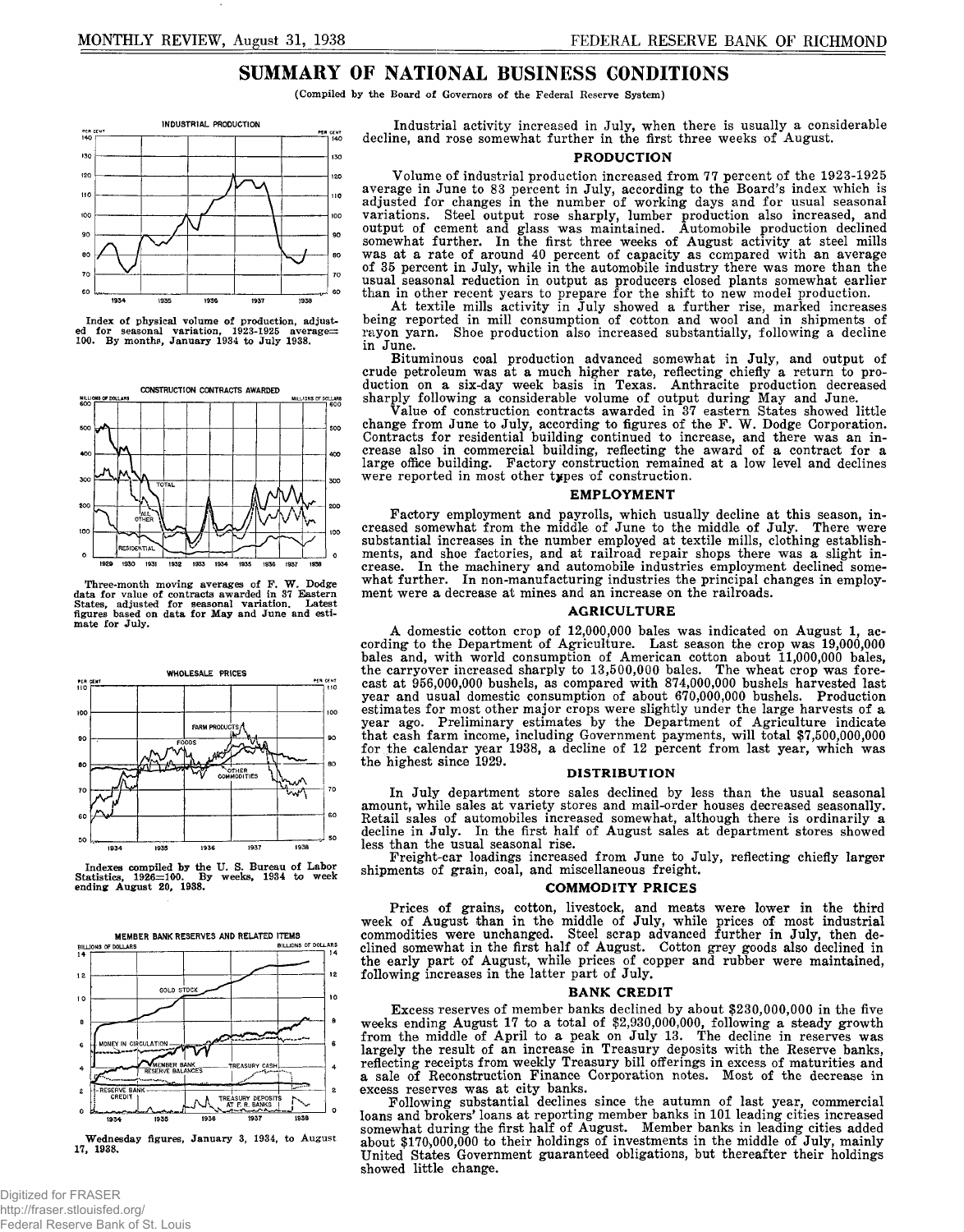# SUMMARY OF NATIONAL BUSINESS CONDITIONS

(Compiled by the Board of Governors of the Federal Reserve System)

INDUSTRIAL PRODUCTION

PER CENT
140
130
120
110
100
90
80
70
60
1934 1935 1936 1937 1938

Index of physical volume of production, adjusted for seasonal variation, 1923-1925 average=100. By months, January 1934 to July 1938.

CONSTRUCTION CONTRACTS AWARDED

MILLIONS OF DOLLARS
600
500
400
300
200
100
0
TOTAL
ALL OTHER
RESIDENTIAL
1929 1930 1931 1932 1933 1934 1935 1936 1937 1938

Three-month moving averages of F. W. Dodge data for value of contracts awarded in 37 Eastern States, adjusted for seasonal variation. Latest figures based on data for May and June and estimate for July.

WHOLESALE PRICES

PER CENT
110
100
90
80
70
60
50
FARM PRODUCTS
FOODS
OTHER COMMODITIES
1934 1935 1936 1937 1938

Indexes compiled by the U. S. Bureau of Labor Statistics, 1926=100. By weeks, 1934 to week ending August 20, 1938.

MEMBER BANK RESERVES AND RELATED ITEMS

BILLIONS OF DOLLARS
14
12
10
8
6
4
2
0
GOLD STOCK
MONEY IN CIRCULATION
MEMBER BANK RESERVE BALANCES
TREASURY CASH
RESERVE BANK CREDIT
TREASURY DEPOSITS AT F. R. BANKS
1934 1935 1936 1937 1938

Wednesday figures, January 3, 1934, to August 17, 1938.

Industrial activity increased in July, when there is usually a considerable decline, and rose somewhat further in the first three weeks of August.

## PRODUCTION

Volume of industrial production increased from 77 percent of the 1923-1925 average in June to 83 percent in July, according to the Board's index which is adjusted for changes in the number of working days and for usual seasonal variations. Steel output rose sharply, lumber production also increased, and output of cement and glass was maintained. Automobile production declined somewhat further. In the first three weeks of August activity at steel mills was at a rate of around 40 percent of capacity as compared with an average of 35 percent in July, while in the automobile industry there was more than the usual seasonal reduction in output as producers closed plants somewhat earlier than in other recent years to prepare for the shift to new model production.

At textile mills activity in July showed a further rise, marked increases being reported in mill consumption of cotton and wool and in shipments of rayon yarn. Shoe production also increased substantially, following a decline in June.

Bituminous coal production advanced somewhat in July, and output of crude petroleum was at a much higher rate, reflecting chiefly a return to production on a six-day week basis in Texas. Anthracite production decreased sharply following a considerable volume of output during May and June.

Value of construction contracts awarded in 37 eastern States showed little change from June to July, according to figures of the F. W. Dodge Corporation. Contracts for residential building continued to increase, and there was an increase also in commercial building, reflecting the award of a contract for a large office building. Factory construction remained at a low level and declines were reported in most other types of construction.

## EMPLOYMENT

Factory employment and payrolls, which usually decline at this season, increased somewhat from the middle of June to the middle of July. There were substantial increases in the number employed at textile mills, clothing establishments, and shoe factories, and at railroad repair shops there was a slight increase. In the machinery and automobile industries employment declined somewhat further. In non-manufacturing industries the principal changes in employment were a decrease at mines and an increase on the railroads.

## AGRICULTURE

A domestic cotton crop of 12,000,000 bales was indicated on August 1, according to the Department of Agriculture. Last season the crop was 19,000,000 bales and, with world consumption of American cotton about 11,000,000 bales, the carryover increased sharply to 13,500,000 bales. The wheat crop was forecast at 956,000,000 bushels, as compared with 874,000,000 bushels harvested last year and usual domestic consumption of about 670,000,000 bushels. Production estimates for most other major crops were slightly under the large harvests of a year ago. Preliminary estimates by the Department of Agriculture indicate that cash farm income, including Government payments, will total $7,500,000,000 for the calendar year 1938, a decline of 12 percent from last year, which was the highest since 1929.

## DISTRIBUTION

In July department store sales declined by less than the usual seasonal amount, while sales at variety stores and mail-order houses decreased seasonally. Retail sales of automobiles increased somewhat, although there is ordinarily a decline in July. In the first half of August sales at department stores showed less than the usual seasonal rise.

Freight-car loadings increased from June to July, reflecting chiefly larger shipments of grain, coal, and miscellaneous freight.

## COMMODITY PRICES

Prices of grains, cotton, livestock, and meats were lower in the third week of August than in the middle of July, while prices of most industrial commodities were unchanged. Steel scrap advanced further in July, then declined somewhat in the first half of August. Cotton grey goods also declined in the early part of August, while prices of copper and rubber were maintained, following increases in the latter part of July.

## BANK CREDIT

Excess reserves of member banks declined by about $230,000,000 in the five weeks ending August 17 to a total of $2,930,000,000, following a steady growth from the middle of April to a peak on July 13. The decline in reserves was largely the result of an increase in Treasury deposits with the Reserve banks, reflecting receipts from weekly Treasury bill offerings in excess of maturities and a sale of Reconstruction Finance Corporation notes. Most of the decrease in excess reserves was at city banks.

Following substantial declines since the autumn of last year, commercial loans and brokers' loans at reporting member banks in 101 leading cities increased somewhat during the first half of August. Member banks in leading cities added about $170,000,000 to their holdings of investments in the middle of July, mainly United States Government guaranteed obligations, but thereafter their holdings showed little change.